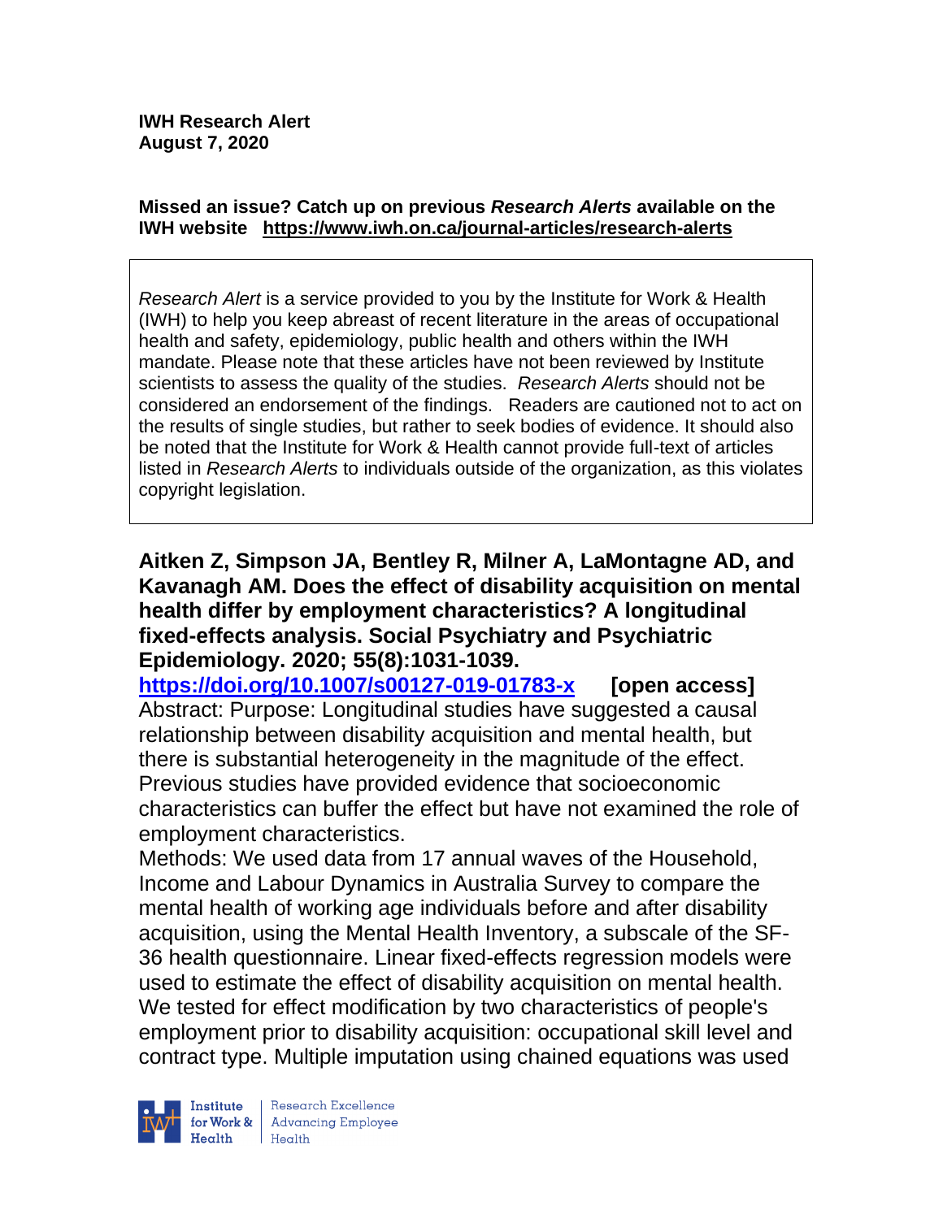**IWH Research Alert**
**August 7, 2020**

**Missed an issue? Catch up on previous *Research Alerts* available on the IWH website https://www.iwh.on.ca/journal-articles/research-alerts**

*Research Alert* is a service provided to you by the Institute for Work & Health (IWH) to help you keep abreast of recent literature in the areas of occupational health and safety, epidemiology, public health and others within the IWH mandate. Please note that these articles have not been reviewed by Institute scientists to assess the quality of the studies. *Research Alerts* should not be considered an endorsement of the findings. Readers are cautioned not to act on the results of single studies, but rather to seek bodies of evidence. It should also be noted that the Institute for Work & Health cannot provide full-text of articles listed in *Research Alerts* to individuals outside of the organization, as this violates copyright legislation.

**Aitken Z, Simpson JA, Bentley R, Milner A, LaMontagne AD, and Kavanagh AM. Does the effect of disability acquisition on mental health differ by employment characteristics? A longitudinal fixed-effects analysis. Social Psychiatry and Psychiatric Epidemiology. 2020; 55(8):1031-1039.**

**https://doi.org/10.1007/s00127-019-01783-x [open access]**

Abstract: Purpose: Longitudinal studies have suggested a causal relationship between disability acquisition and mental health, but there is substantial heterogeneity in the magnitude of the effect. Previous studies have provided evidence that socioeconomic characteristics can buffer the effect but have not examined the role of employment characteristics.

Methods: We used data from 17 annual waves of the Household, Income and Labour Dynamics in Australia Survey to compare the mental health of working age individuals before and after disability acquisition, using the Mental Health Inventory, a subscale of the SF-36 health questionnaire. Linear fixed-effects regression models were used to estimate the effect of disability acquisition on mental health. We tested for effect modification by two characteristics of people's employment prior to disability acquisition: occupational skill level and contract type. Multiple imputation using chained equations was used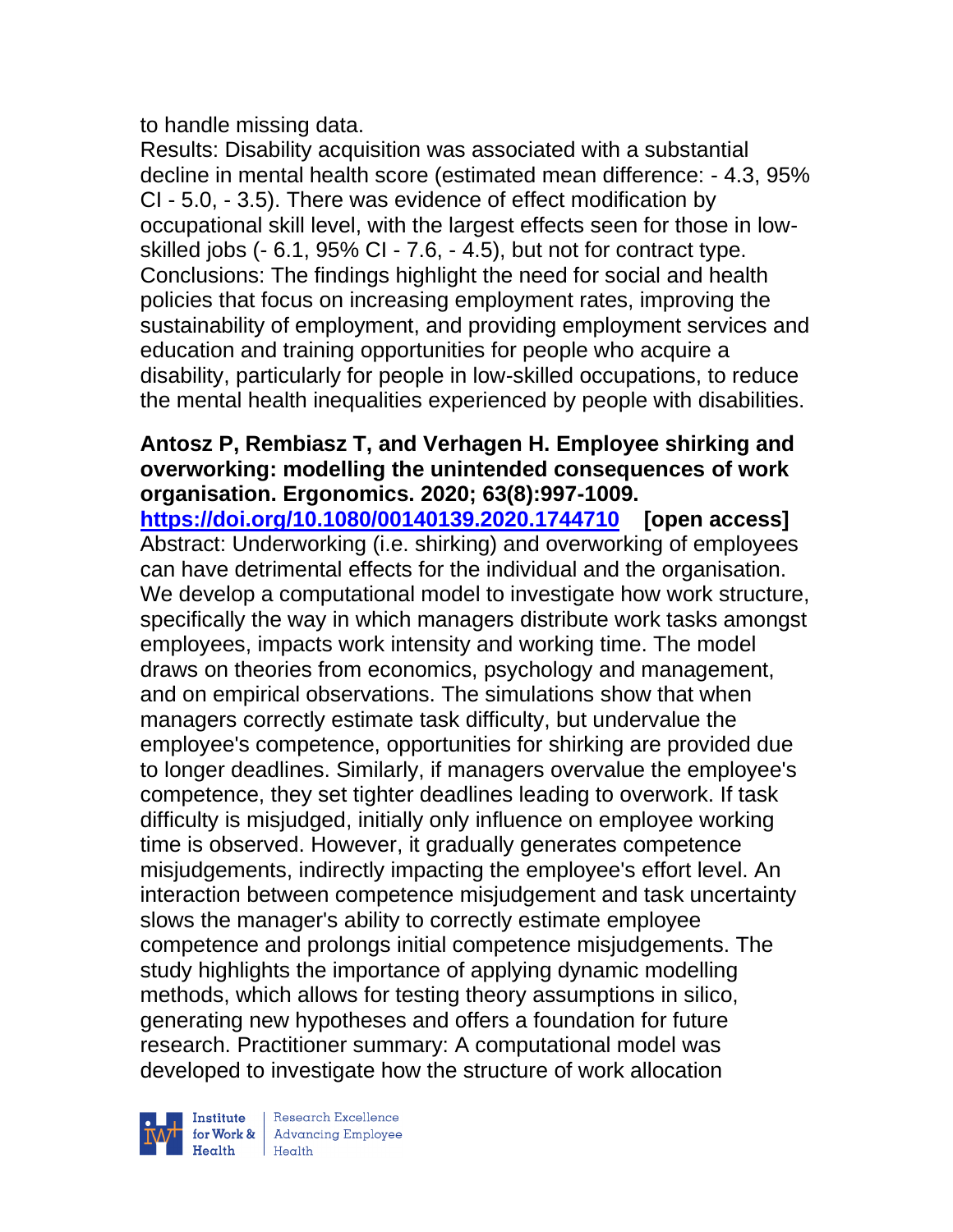to handle missing data.
Results: Disability acquisition was associated with a substantial decline in mental health score (estimated mean difference: - 4.3, 95% CI - 5.0, - 3.5). There was evidence of effect modification by occupational skill level, with the largest effects seen for those in low-skilled jobs (- 6.1, 95% CI - 7.6, - 4.5), but not for contract type.
Conclusions: The findings highlight the need for social and health policies that focus on increasing employment rates, improving the sustainability of employment, and providing employment services and education and training opportunities for people who acquire a disability, particularly for people in low-skilled occupations, to reduce the mental health inequalities experienced by people with disabilities.

**Antosz P, Rembiasz T, and Verhagen H. Employee shirking and overworking: modelling the unintended consequences of work organisation. Ergonomics. 2020; 63(8):997-1009.**
**https://doi.org/10.1080/00140139.2020.1744710 [open access]**
Abstract: Underworking (i.e. shirking) and overworking of employees can have detrimental effects for the individual and the organisation. We develop a computational model to investigate how work structure, specifically the way in which managers distribute work tasks amongst employees, impacts work intensity and working time. The model draws on theories from economics, psychology and management, and on empirical observations. The simulations show that when managers correctly estimate task difficulty, but undervalue the employee's competence, opportunities for shirking are provided due to longer deadlines. Similarly, if managers overvalue the employee's competence, they set tighter deadlines leading to overwork. If task difficulty is misjudged, initially only influence on employee working time is observed. However, it gradually generates competence misjudgements, indirectly impacting the employee's effort level. An interaction between competence misjudgement and task uncertainty slows the manager's ability to correctly estimate employee competence and prolongs initial competence misjudgements. The study highlights the importance of applying dynamic modelling methods, which allows for testing theory assumptions in silico, generating new hypotheses and offers a foundation for future research. Practitioner summary: A computational model was developed to investigate how the structure of work allocation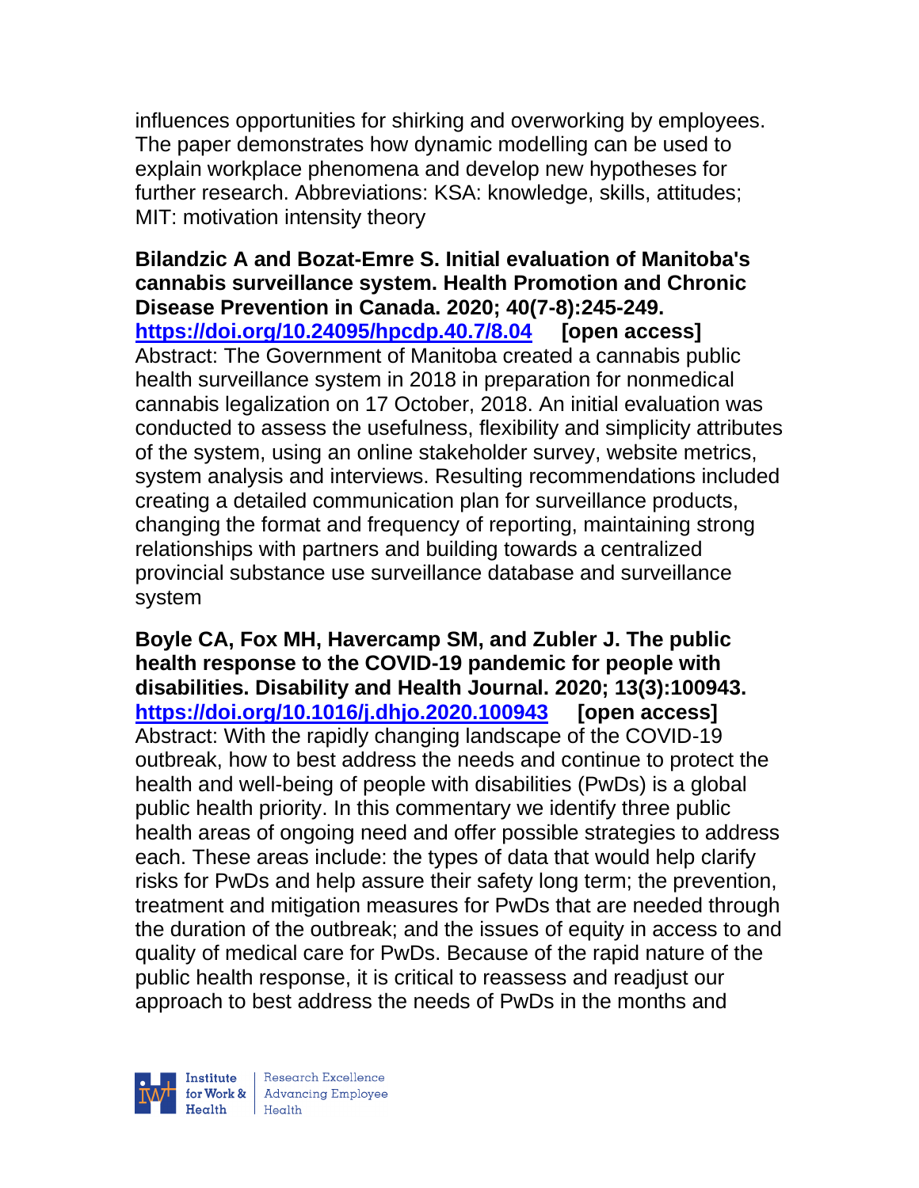influences opportunities for shirking and overworking by employees. The paper demonstrates how dynamic modelling can be used to explain workplace phenomena and develop new hypotheses for further research. Abbreviations: KSA: knowledge, skills, attitudes; MIT: motivation intensity theory

**Bilandzic A and Bozat-Emre S. Initial evaluation of Manitoba's cannabis surveillance system. Health Promotion and Chronic Disease Prevention in Canada. 2020; 40(7-8):245-249. https://doi.org/10.24095/hpcdp.40.7/8.04 [open access]**
Abstract: The Government of Manitoba created a cannabis public health surveillance system in 2018 in preparation for nonmedical cannabis legalization on 17 October, 2018. An initial evaluation was conducted to assess the usefulness, flexibility and simplicity attributes of the system, using an online stakeholder survey, website metrics, system analysis and interviews. Resulting recommendations included creating a detailed communication plan for surveillance products, changing the format and frequency of reporting, maintaining strong relationships with partners and building towards a centralized provincial substance use surveillance database and surveillance system

**Boyle CA, Fox MH, Havercamp SM, and Zubler J. The public health response to the COVID-19 pandemic for people with disabilities. Disability and Health Journal. 2020; 13(3):100943. https://doi.org/10.1016/j.dhjo.2020.100943 [open access]**
Abstract: With the rapidly changing landscape of the COVID-19 outbreak, how to best address the needs and continue to protect the health and well-being of people with disabilities (PwDs) is a global public health priority. In this commentary we identify three public health areas of ongoing need and offer possible strategies to address each. These areas include: the types of data that would help clarify risks for PwDs and help assure their safety long term; the prevention, treatment and mitigation measures for PwDs that are needed through the duration of the outbreak; and the issues of equity in access to and quality of medical care for PwDs. Because of the rapid nature of the public health response, it is critical to reassess and readjust our approach to best address the needs of PwDs in the months and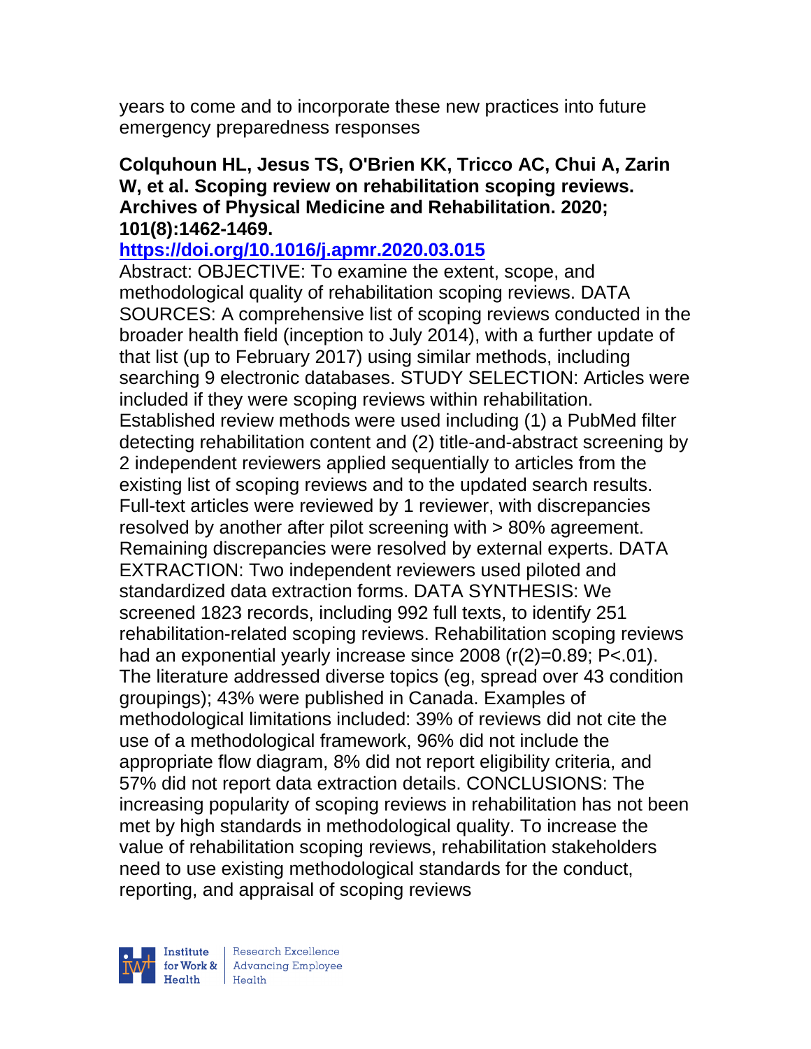years to come and to incorporate these new practices into future emergency preparedness responses

**Colquhoun HL, Jesus TS, O'Brien KK, Tricco AC, Chui A, Zarin W, et al. Scoping review on rehabilitation scoping reviews. Archives of Physical Medicine and Rehabilitation. 2020; 101(8):1462-1469.**

**https://doi.org/10.1016/j.apmr.2020.03.015**

Abstract: OBJECTIVE: To examine the extent, scope, and methodological quality of rehabilitation scoping reviews. DATA SOURCES: A comprehensive list of scoping reviews conducted in the broader health field (inception to July 2014), with a further update of that list (up to February 2017) using similar methods, including searching 9 electronic databases. STUDY SELECTION: Articles were included if they were scoping reviews within rehabilitation. Established review methods were used including (1) a PubMed filter detecting rehabilitation content and (2) title-and-abstract screening by 2 independent reviewers applied sequentially to articles from the existing list of scoping reviews and to the updated search results. Full-text articles were reviewed by 1 reviewer, with discrepancies resolved by another after pilot screening with > 80% agreement. Remaining discrepancies were resolved by external experts. DATA EXTRACTION: Two independent reviewers used piloted and standardized data extraction forms. DATA SYNTHESIS: We screened 1823 records, including 992 full texts, to identify 251 rehabilitation-related scoping reviews. Rehabilitation scoping reviews had an exponential yearly increase since 2008 ($r^2$=0.89; P<.01). The literature addressed diverse topics (eg, spread over 43 condition groupings); 43% were published in Canada. Examples of methodological limitations included: 39% of reviews did not cite the use of a methodological framework, 96% did not include the appropriate flow diagram, 8% did not report eligibility criteria, and 57% did not report data extraction details. CONCLUSIONS: The increasing popularity of scoping reviews in rehabilitation has not been met by high standards in methodological quality. To increase the value of rehabilitation scoping reviews, rehabilitation stakeholders need to use existing methodological standards for the conduct, reporting, and appraisal of scoping reviews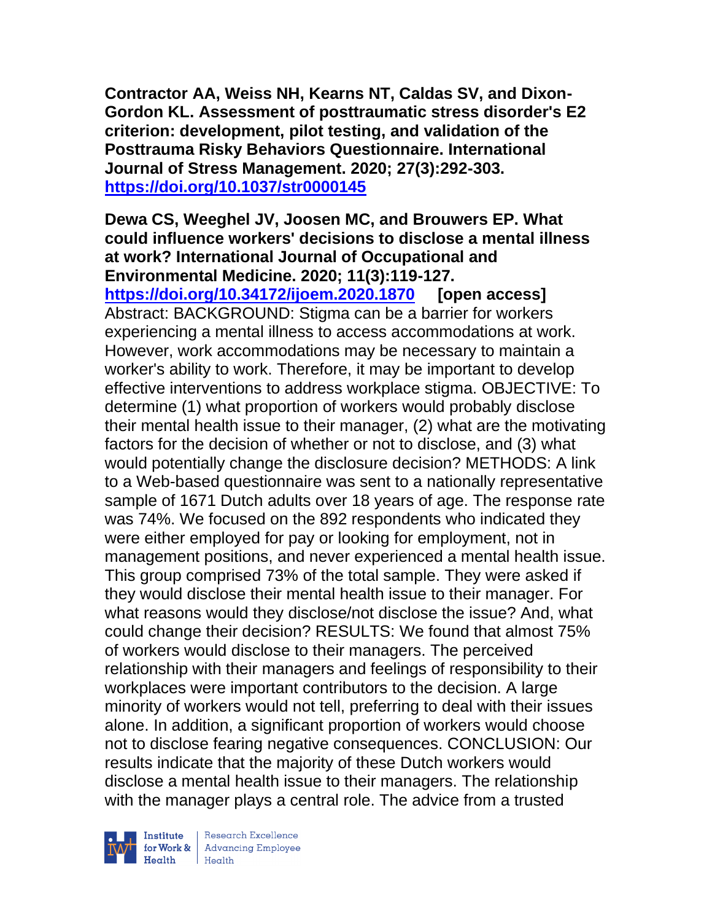**Contractor AA, Weiss NH, Kearns NT, Caldas SV, and Dixon-Gordon KL. Assessment of posttraumatic stress disorder's E2 criterion: development, pilot testing, and validation of the Posttrauma Risky Behaviors Questionnaire. International Journal of Stress Management. 2020; 27(3):292-303. https://doi.org/10.1037/str0000145**

**Dewa CS, Weeghel JV, Joosen MC, and Brouwers EP. What could influence workers' decisions to disclose a mental illness at work? International Journal of Occupational and Environmental Medicine. 2020; 11(3):119-127. https://doi.org/10.34172/ijoem.2020.1870 [open access]**
Abstract: BACKGROUND: Stigma can be a barrier for workers experiencing a mental illness to access accommodations at work. However, work accommodations may be necessary to maintain a worker's ability to work. Therefore, it may be important to develop effective interventions to address workplace stigma. OBJECTIVE: To determine (1) what proportion of workers would probably disclose their mental health issue to their manager, (2) what are the motivating factors for the decision of whether or not to disclose, and (3) what would potentially change the disclosure decision? METHODS: A link to a Web-based questionnaire was sent to a nationally representative sample of 1671 Dutch adults over 18 years of age. The response rate was 74%. We focused on the 892 respondents who indicated they were either employed for pay or looking for employment, not in management positions, and never experienced a mental health issue. This group comprised 73% of the total sample. They were asked if they would disclose their mental health issue to their manager. For what reasons would they disclose/not disclose the issue? And, what could change their decision? RESULTS: We found that almost 75% of workers would disclose to their managers. The perceived relationship with their managers and feelings of responsibility to their workplaces were important contributors to the decision. A large minority of workers would not tell, preferring to deal with their issues alone. In addition, a significant proportion of workers would choose not to disclose fearing negative consequences. CONCLUSION: Our results indicate that the majority of these Dutch workers would disclose a mental health issue to their managers. The relationship with the manager plays a central role. The advice from a trusted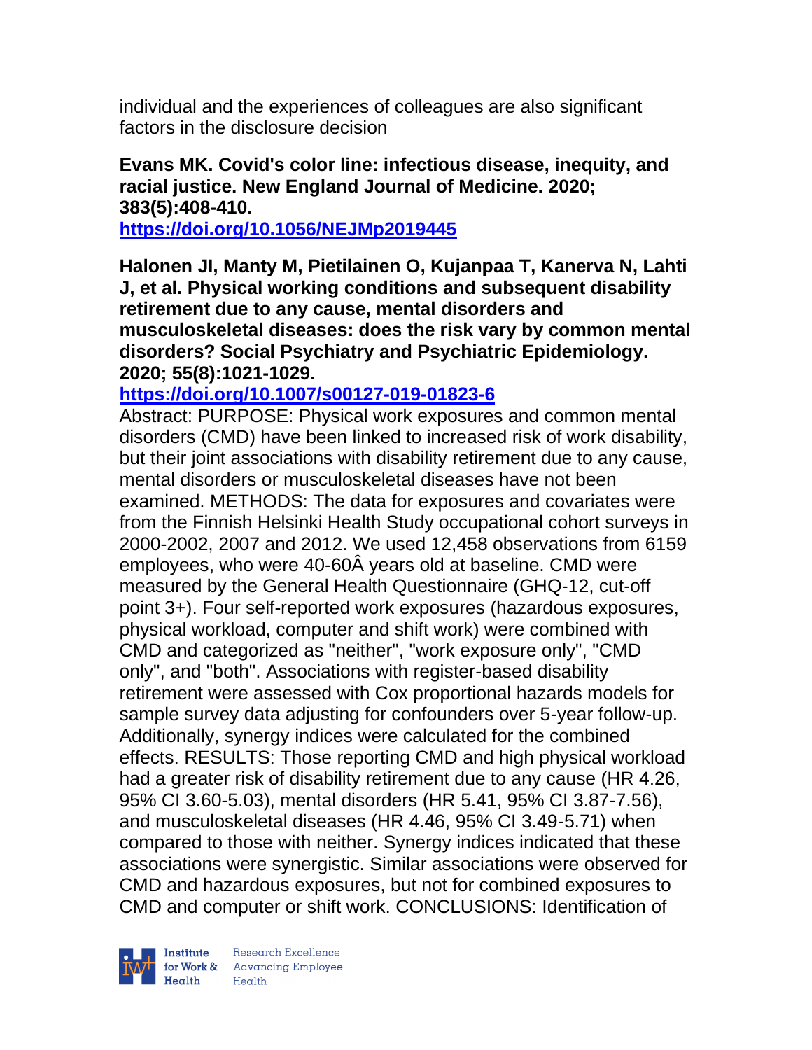individual and the experiences of colleagues are also significant factors in the disclosure decision

**Evans MK. Covid's color line: infectious disease, inequity, and racial justice. New England Journal of Medicine. 2020; 383(5):408-410.**
**https://doi.org/10.1056/NEJMp2019445**

**Halonen JI, Manty M, Pietilainen O, Kujanpaa T, Kanerva N, Lahti J, et al. Physical working conditions and subsequent disability retirement due to any cause, mental disorders and musculoskeletal diseases: does the risk vary by common mental disorders? Social Psychiatry and Psychiatric Epidemiology. 2020; 55(8):1021-1029.**
**https://doi.org/10.1007/s00127-019-01823-6**
Abstract: PURPOSE: Physical work exposures and common mental disorders (CMD) have been linked to increased risk of work disability, but their joint associations with disability retirement due to any cause, mental disorders or musculoskeletal diseases have not been examined. METHODS: The data for exposures and covariates were from the Finnish Helsinki Health Study occupational cohort surveys in 2000-2002, 2007 and 2012. We used 12,458 observations from 6159 employees, who were 40-60Â years old at baseline. CMD were measured by the General Health Questionnaire (GHQ-12, cut-off point 3+). Four self-reported work exposures (hazardous exposures, physical workload, computer and shift work) were combined with CMD and categorized as "neither", "work exposure only", "CMD only", and "both". Associations with register-based disability retirement were assessed with Cox proportional hazards models for sample survey data adjusting for confounders over 5-year follow-up. Additionally, synergy indices were calculated for the combined effects. RESULTS: Those reporting CMD and high physical workload had a greater risk of disability retirement due to any cause (HR 4.26, 95% CI 3.60-5.03), mental disorders (HR 5.41, 95% CI 3.87-7.56), and musculoskeletal diseases (HR 4.46, 95% CI 3.49-5.71) when compared to those with neither. Synergy indices indicated that these associations were synergistic. Similar associations were observed for CMD and hazardous exposures, but not for combined exposures to CMD and computer or shift work. CONCLUSIONS: Identification of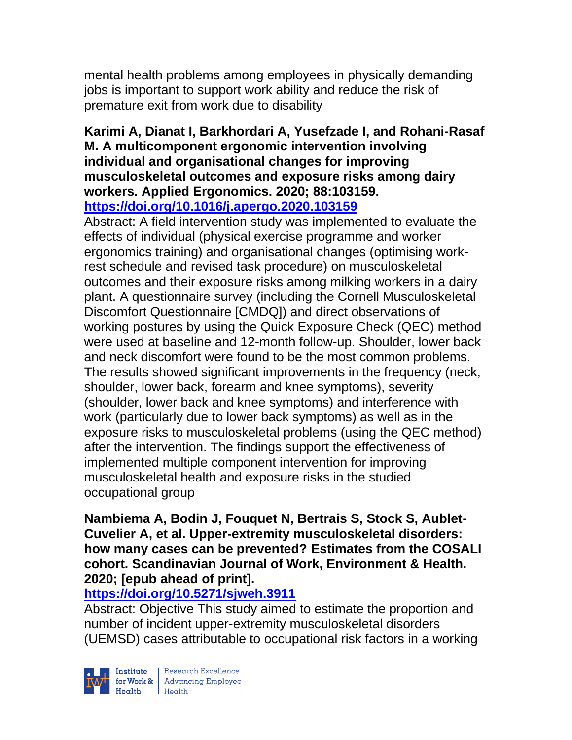mental health problems among employees in physically demanding jobs is important to support work ability and reduce the risk of premature exit from work due to disability

**Karimi A, Dianat I, Barkhordari A, Yusefzade I, and Rohani-Rasaf M. A multicomponent ergonomic intervention involving individual and organisational changes for improving musculoskeletal outcomes and exposure risks among dairy workers. Applied Ergonomics. 2020; 88:103159.**
**https://doi.org/10.1016/j.apergo.2020.103159**

Abstract: A field intervention study was implemented to evaluate the effects of individual (physical exercise programme and worker ergonomics training) and organisational changes (optimising work-rest schedule and revised task procedure) on musculoskeletal outcomes and their exposure risks among milking workers in a dairy plant. A questionnaire survey (including the Cornell Musculoskeletal Discomfort Questionnaire [CMDQ]) and direct observations of working postures by using the Quick Exposure Check (QEC) method were used at baseline and 12-month follow-up. Shoulder, lower back and neck discomfort were found to be the most common problems. The results showed significant improvements in the frequency (neck, shoulder, lower back, forearm and knee symptoms), severity (shoulder, lower back and knee symptoms) and interference with work (particularly due to lower back symptoms) as well as in the exposure risks to musculoskeletal problems (using the QEC method) after the intervention. The findings support the effectiveness of implemented multiple component intervention for improving musculoskeletal health and exposure risks in the studied occupational group

**Nambiema A, Bodin J, Fouquet N, Bertrais S, Stock S, Aublet-Cuvelier A, et al. Upper-extremity musculoskeletal disorders: how many cases can be prevented? Estimates from the COSALI cohort. Scandinavian Journal of Work, Environment & Health. 2020; [epub ahead of print].**
**https://doi.org/10.5271/sjweh.3911**

Abstract: Objective This study aimed to estimate the proportion and number of incident upper-extremity musculoskeletal disorders (UEMSD) cases attributable to occupational risk factors in a working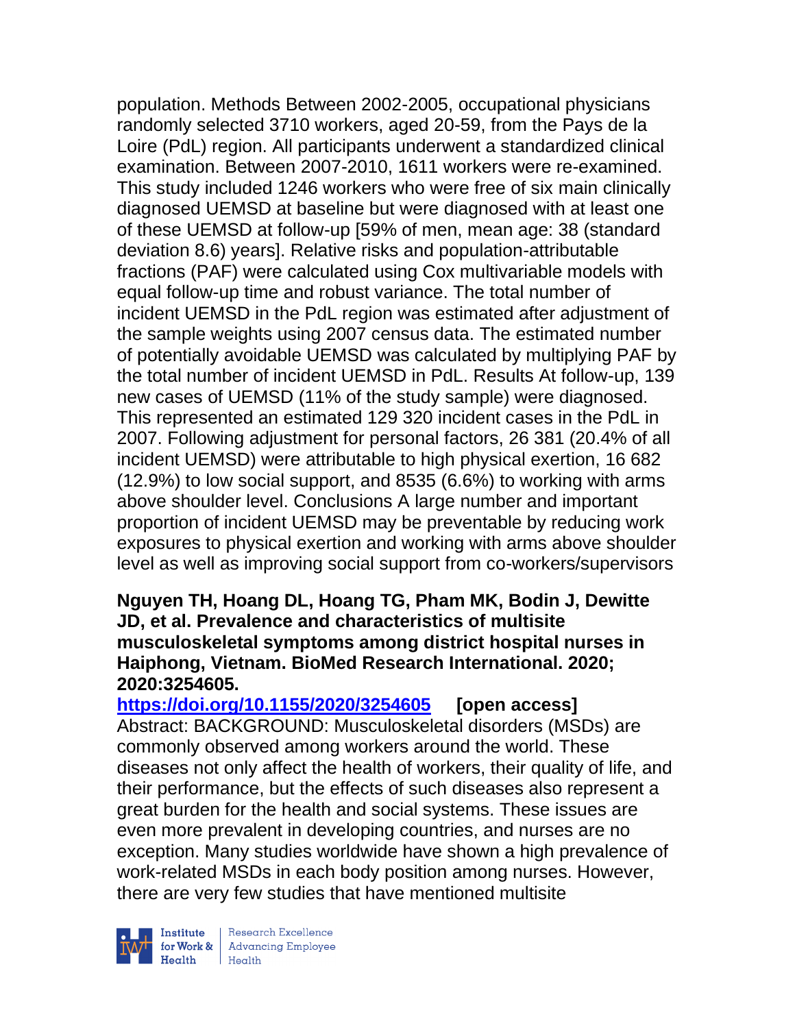population. Methods Between 2002-2005, occupational physicians randomly selected 3710 workers, aged 20-59, from the Pays de la Loire (PdL) region. All participants underwent a standardized clinical examination. Between 2007-2010, 1611 workers were re-examined. This study included 1246 workers who were free of six main clinically diagnosed UEMSD at baseline but were diagnosed with at least one of these UEMSD at follow-up [59% of men, mean age: 38 (standard deviation 8.6) years]. Relative risks and population-attributable fractions (PAF) were calculated using Cox multivariable models with equal follow-up time and robust variance. The total number of incident UEMSD in the PdL region was estimated after adjustment of the sample weights using 2007 census data. The estimated number of potentially avoidable UEMSD was calculated by multiplying PAF by the total number of incident UEMSD in PdL. Results At follow-up, 139 new cases of UEMSD (11% of the study sample) were diagnosed. This represented an estimated 129 320 incident cases in the PdL in 2007. Following adjustment for personal factors, 26 381 (20.4% of all incident UEMSD) were attributable to high physical exertion, 16 682 (12.9%) to low social support, and 8535 (6.6%) to working with arms above shoulder level. Conclusions A large number and important proportion of incident UEMSD may be preventable by reducing work exposures to physical exertion and working with arms above shoulder level as well as improving social support from co-workers/supervisors

**Nguyen TH, Hoang DL, Hoang TG, Pham MK, Bodin J, Dewitte JD, et al. Prevalence and characteristics of multisite musculoskeletal symptoms among district hospital nurses in Haiphong, Vietnam. BioMed Research International. 2020; 2020:3254605.**

https://doi.org/10.1155/2020/3254605 **[open access]**

Abstract: BACKGROUND: Musculoskeletal disorders (MSDs) are commonly observed among workers around the world. These diseases not only affect the health of workers, their quality of life, and their performance, but the effects of such diseases also represent a great burden for the health and social systems. These issues are even more prevalent in developing countries, and nurses are no exception. Many studies worldwide have shown a high prevalence of work-related MSDs in each body position among nurses. However, there are very few studies that have mentioned multisite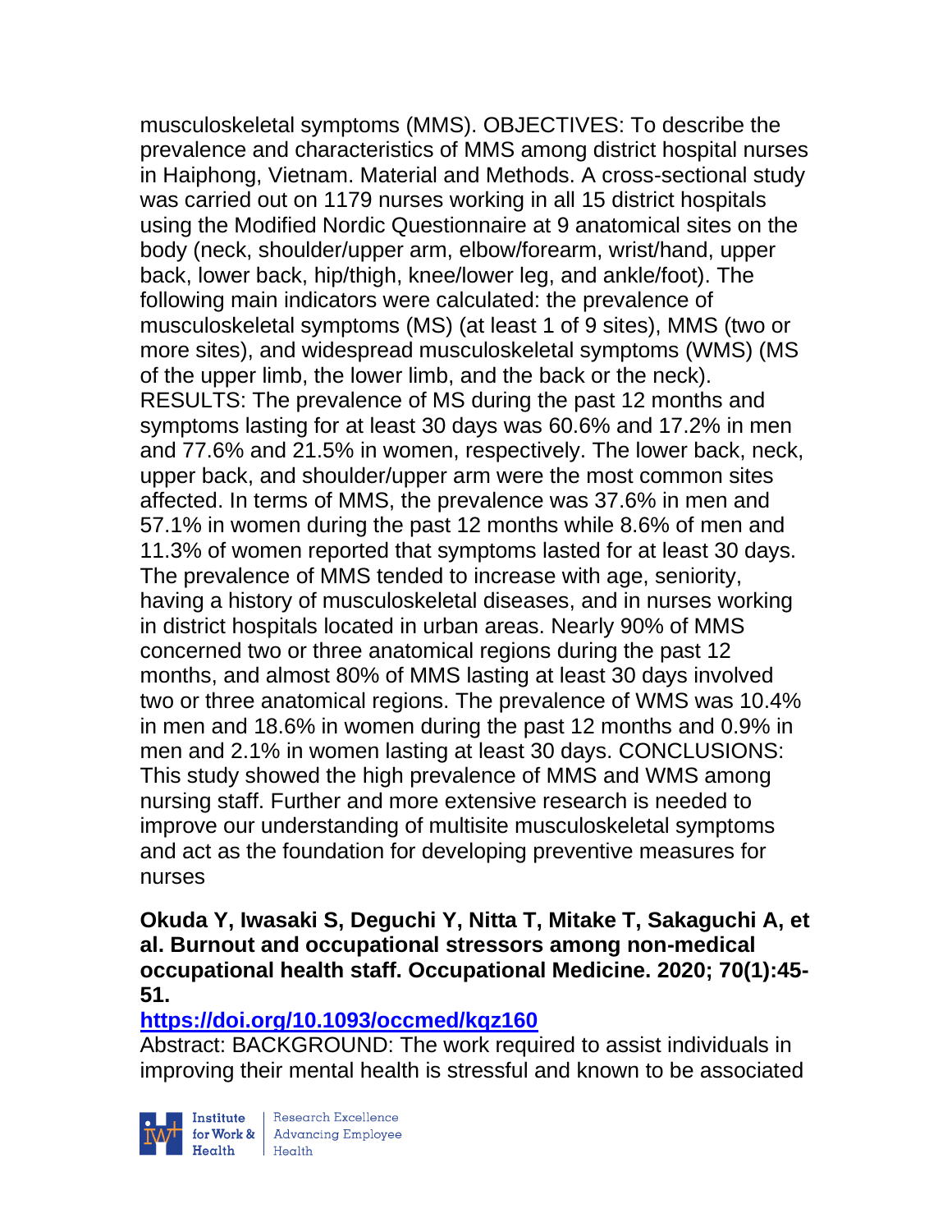musculoskeletal symptoms (MMS). OBJECTIVES: To describe the prevalence and characteristics of MMS among district hospital nurses in Haiphong, Vietnam. Material and Methods. A cross-sectional study was carried out on 1179 nurses working in all 15 district hospitals using the Modified Nordic Questionnaire at 9 anatomical sites on the body (neck, shoulder/upper arm, elbow/forearm, wrist/hand, upper back, lower back, hip/thigh, knee/lower leg, and ankle/foot). The following main indicators were calculated: the prevalence of musculoskeletal symptoms (MS) (at least 1 of 9 sites), MMS (two or more sites), and widespread musculoskeletal symptoms (WMS) (MS of the upper limb, the lower limb, and the back or the neck). RESULTS: The prevalence of MS during the past 12 months and symptoms lasting for at least 30 days was 60.6% and 17.2% in men and 77.6% and 21.5% in women, respectively. The lower back, neck, upper back, and shoulder/upper arm were the most common sites affected. In terms of MMS, the prevalence was 37.6% in men and 57.1% in women during the past 12 months while 8.6% of men and 11.3% of women reported that symptoms lasted for at least 30 days. The prevalence of MMS tended to increase with age, seniority, having a history of musculoskeletal diseases, and in nurses working in district hospitals located in urban areas. Nearly 90% of MMS concerned two or three anatomical regions during the past 12 months, and almost 80% of MMS lasting at least 30 days involved two or three anatomical regions. The prevalence of WMS was 10.4% in men and 18.6% in women during the past 12 months and 0.9% in men and 2.1% in women lasting at least 30 days. CONCLUSIONS: This study showed the high prevalence of MMS and WMS among nursing staff. Further and more extensive research is needed to improve our understanding of multisite musculoskeletal symptoms and act as the foundation for developing preventive measures for nurses

**Okuda Y, Iwasaki S, Deguchi Y, Nitta T, Mitake T, Sakaguchi A, et al. Burnout and occupational stressors among non-medical occupational health staff. Occupational Medicine. 2020; 70(1):45-51.**

**https://doi.org/10.1093/occmed/kqz160**

Abstract: BACKGROUND: The work required to assist individuals in improving their mental health is stressful and known to be associated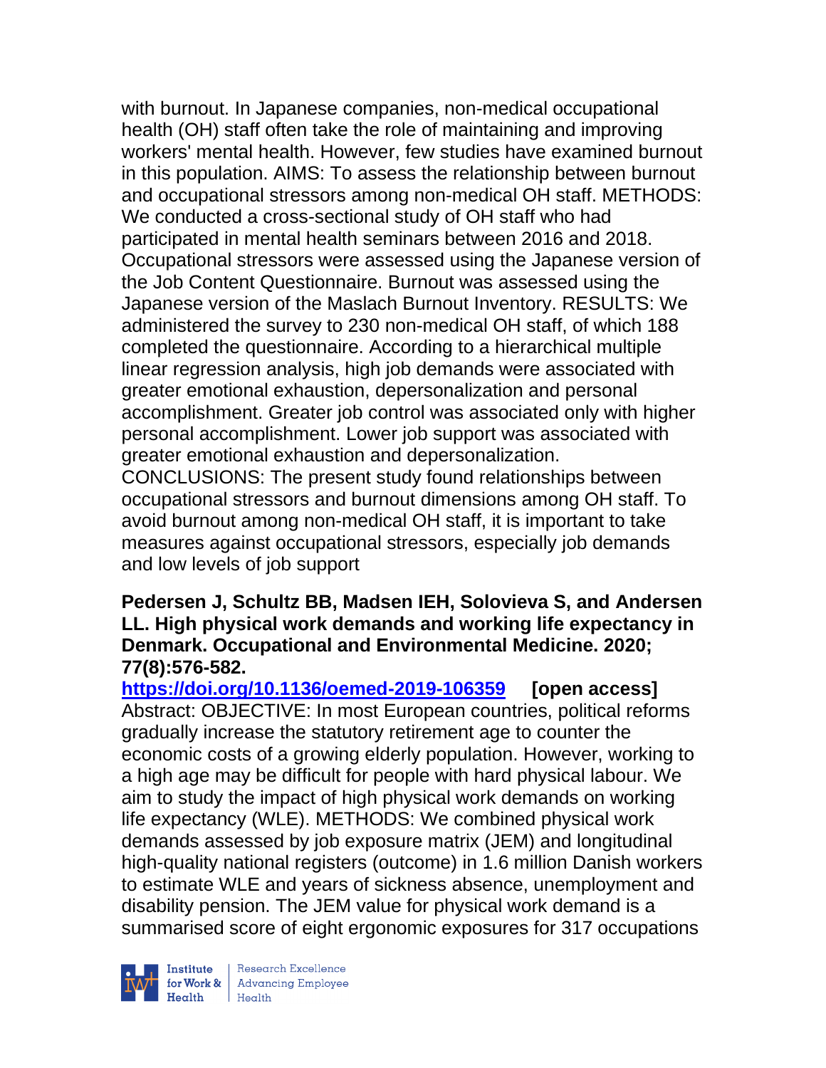with burnout. In Japanese companies, non-medical occupational health (OH) staff often take the role of maintaining and improving workers' mental health. However, few studies have examined burnout in this population. AIMS: To assess the relationship between burnout and occupational stressors among non-medical OH staff. METHODS: We conducted a cross-sectional study of OH staff who had participated in mental health seminars between 2016 and 2018. Occupational stressors were assessed using the Japanese version of the Job Content Questionnaire. Burnout was assessed using the Japanese version of the Maslach Burnout Inventory. RESULTS: We administered the survey to 230 non-medical OH staff, of which 188 completed the questionnaire. According to a hierarchical multiple linear regression analysis, high job demands were associated with greater emotional exhaustion, depersonalization and personal accomplishment. Greater job control was associated only with higher personal accomplishment. Lower job support was associated with greater emotional exhaustion and depersonalization. CONCLUSIONS: The present study found relationships between occupational stressors and burnout dimensions among OH staff. To avoid burnout among non-medical OH staff, it is important to take measures against occupational stressors, especially job demands and low levels of job support

**Pedersen J, Schultz BB, Madsen IEH, Solovieva S, and Andersen LL. High physical work demands and working life expectancy in Denmark. Occupational and Environmental Medicine. 2020; 77(8):576-582.**

**https://doi.org/10.1136/oemed-2019-106359 [open access]**

Abstract: OBJECTIVE: In most European countries, political reforms gradually increase the statutory retirement age to counter the economic costs of a growing elderly population. However, working to a high age may be difficult for people with hard physical labour. We aim to study the impact of high physical work demands on working life expectancy (WLE). METHODS: We combined physical work demands assessed by job exposure matrix (JEM) and longitudinal high-quality national registers (outcome) in 1.6 million Danish workers to estimate WLE and years of sickness absence, unemployment and disability pension. The JEM value for physical work demand is a summarised score of eight ergonomic exposures for 317 occupations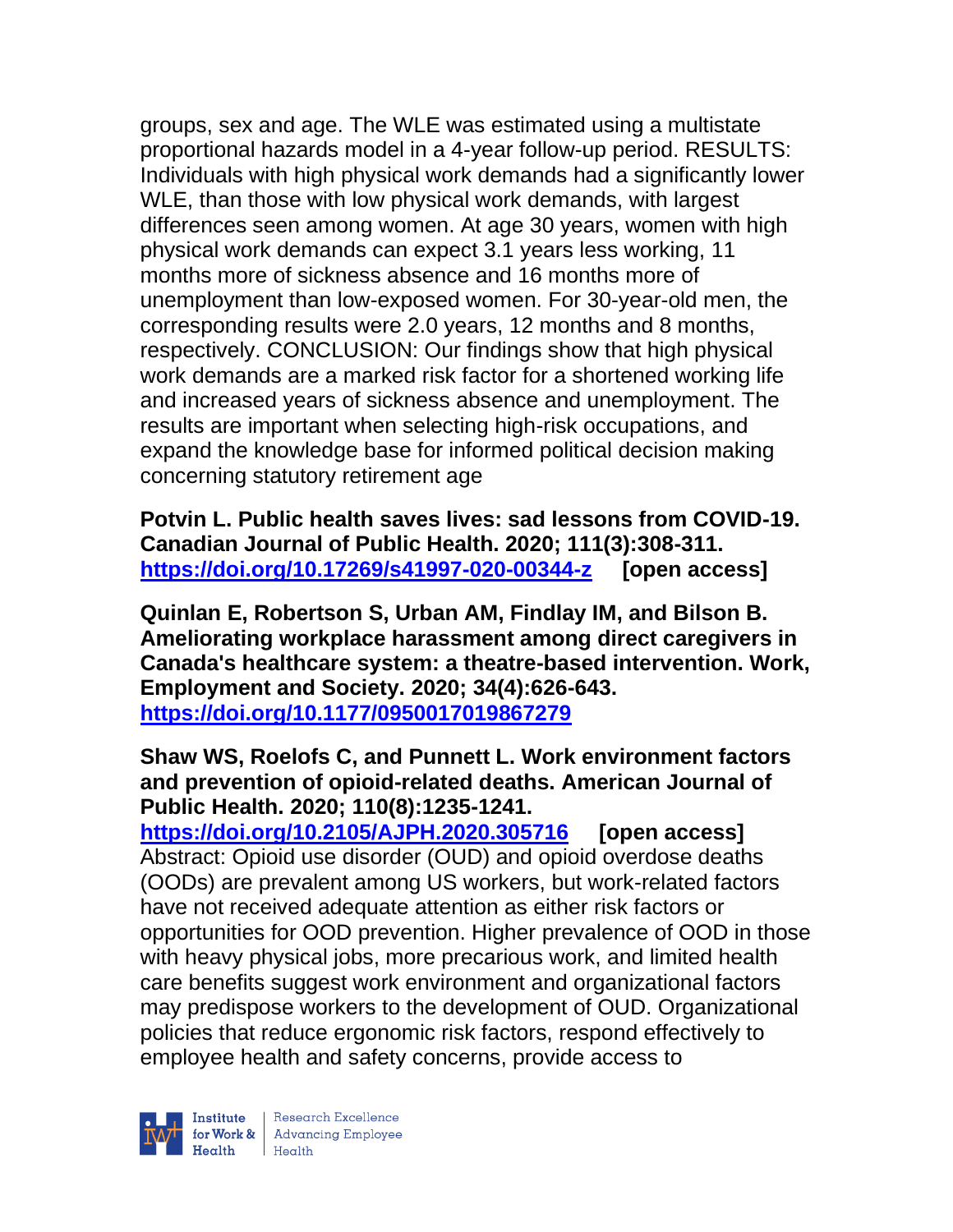groups, sex and age. The WLE was estimated using a multistate proportional hazards model in a 4-year follow-up period. RESULTS: Individuals with high physical work demands had a significantly lower WLE, than those with low physical work demands, with largest differences seen among women. At age 30 years, women with high physical work demands can expect 3.1 years less working, 11 months more of sickness absence and 16 months more of unemployment than low-exposed women. For 30-year-old men, the corresponding results were 2.0 years, 12 months and 8 months, respectively. CONCLUSION: Our findings show that high physical work demands are a marked risk factor for a shortened working life and increased years of sickness absence and unemployment. The results are important when selecting high-risk occupations, and expand the knowledge base for informed political decision making concerning statutory retirement age

**Potvin L. Public health saves lives: sad lessons from COVID-19. Canadian Journal of Public Health. 2020; 111(3):308-311. https://doi.org/10.17269/s41997-020-00344-z [open access]**

**Quinlan E, Robertson S, Urban AM, Findlay IM, and Bilson B. Ameliorating workplace harassment among direct caregivers in Canada's healthcare system: a theatre-based intervention. Work, Employment and Society. 2020; 34(4):626-643. https://doi.org/10.1177/0950017019867279**

**Shaw WS, Roelofs C, and Punnett L. Work environment factors and prevention of opioid-related deaths. American Journal of Public Health. 2020; 110(8):1235-1241. https://doi.org/10.2105/AJPH.2020.305716 [open access]**
Abstract: Opioid use disorder (OUD) and opioid overdose deaths (OODs) are prevalent among US workers, but work-related factors have not received adequate attention as either risk factors or opportunities for OOD prevention. Higher prevalence of OOD in those with heavy physical jobs, more precarious work, and limited health care benefits suggest work environment and organizational factors may predispose workers to the development of OUD. Organizational policies that reduce ergonomic risk factors, respond effectively to employee health and safety concerns, provide access to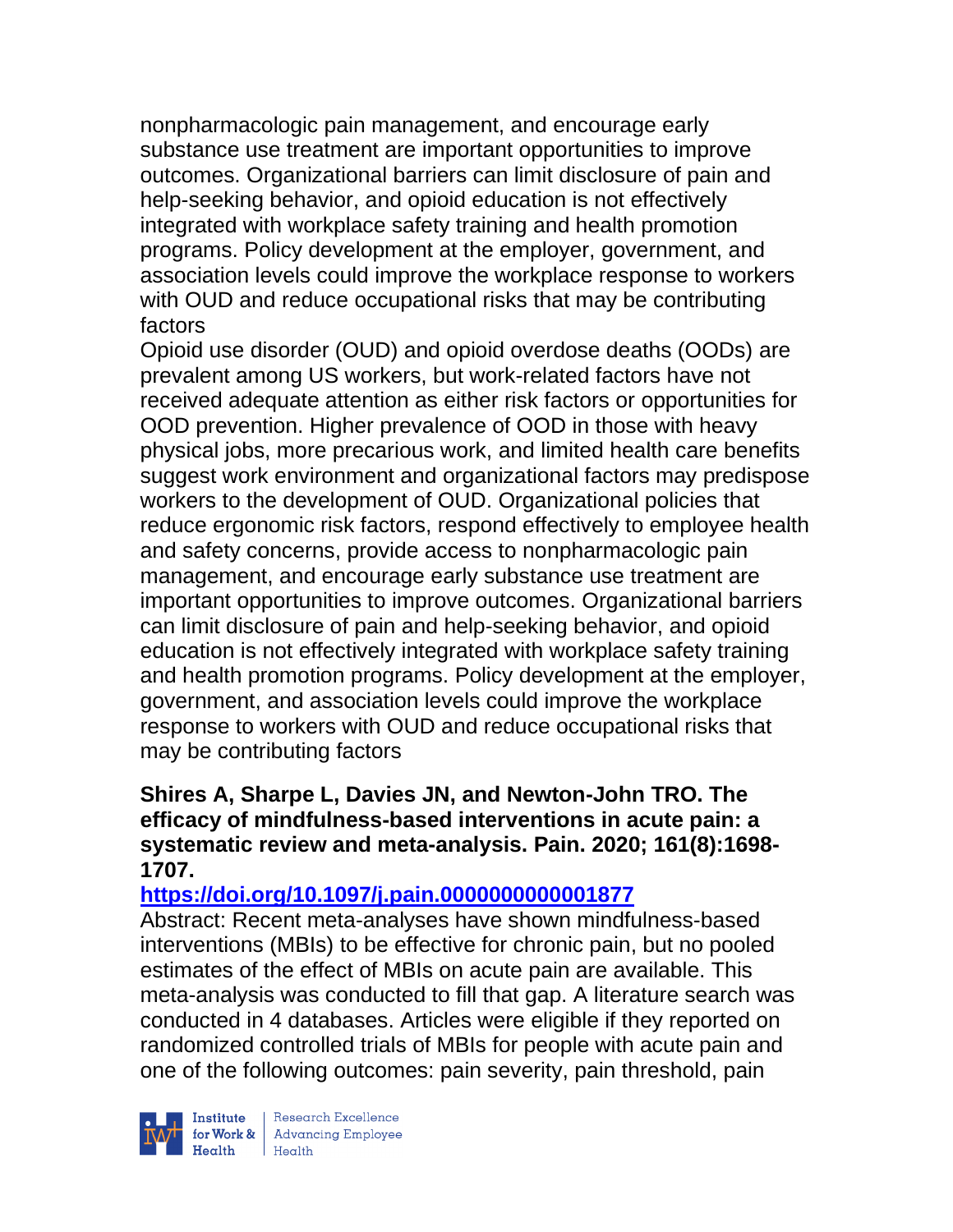nonpharmacologic pain management, and encourage early substance use treatment are important opportunities to improve outcomes. Organizational barriers can limit disclosure of pain and help-seeking behavior, and opioid education is not effectively integrated with workplace safety training and health promotion programs. Policy development at the employer, government, and association levels could improve the workplace response to workers with OUD and reduce occupational risks that may be contributing factors

Opioid use disorder (OUD) and opioid overdose deaths (OODs) are prevalent among US workers, but work-related factors have not received adequate attention as either risk factors or opportunities for OOD prevention. Higher prevalence of OOD in those with heavy physical jobs, more precarious work, and limited health care benefits suggest work environment and organizational factors may predispose workers to the development of OUD. Organizational policies that reduce ergonomic risk factors, respond effectively to employee health and safety concerns, provide access to nonpharmacologic pain management, and encourage early substance use treatment are important opportunities to improve outcomes. Organizational barriers can limit disclosure of pain and help-seeking behavior, and opioid education is not effectively integrated with workplace safety training and health promotion programs. Policy development at the employer, government, and association levels could improve the workplace response to workers with OUD and reduce occupational risks that may be contributing factors

**Shires A, Sharpe L, Davies JN, and Newton-John TRO. The efficacy of mindfulness-based interventions in acute pain: a systematic review and meta-analysis. Pain. 2020; 161(8):1698-1707.**

**https://doi.org/10.1097/j.pain.0000000000001877**

Abstract: Recent meta-analyses have shown mindfulness-based interventions (MBIs) to be effective for chronic pain, but no pooled estimates of the effect of MBIs on acute pain are available. This meta-analysis was conducted to fill that gap. A literature search was conducted in 4 databases. Articles were eligible if they reported on randomized controlled trials of MBIs for people with acute pain and one of the following outcomes: pain severity, pain threshold, pain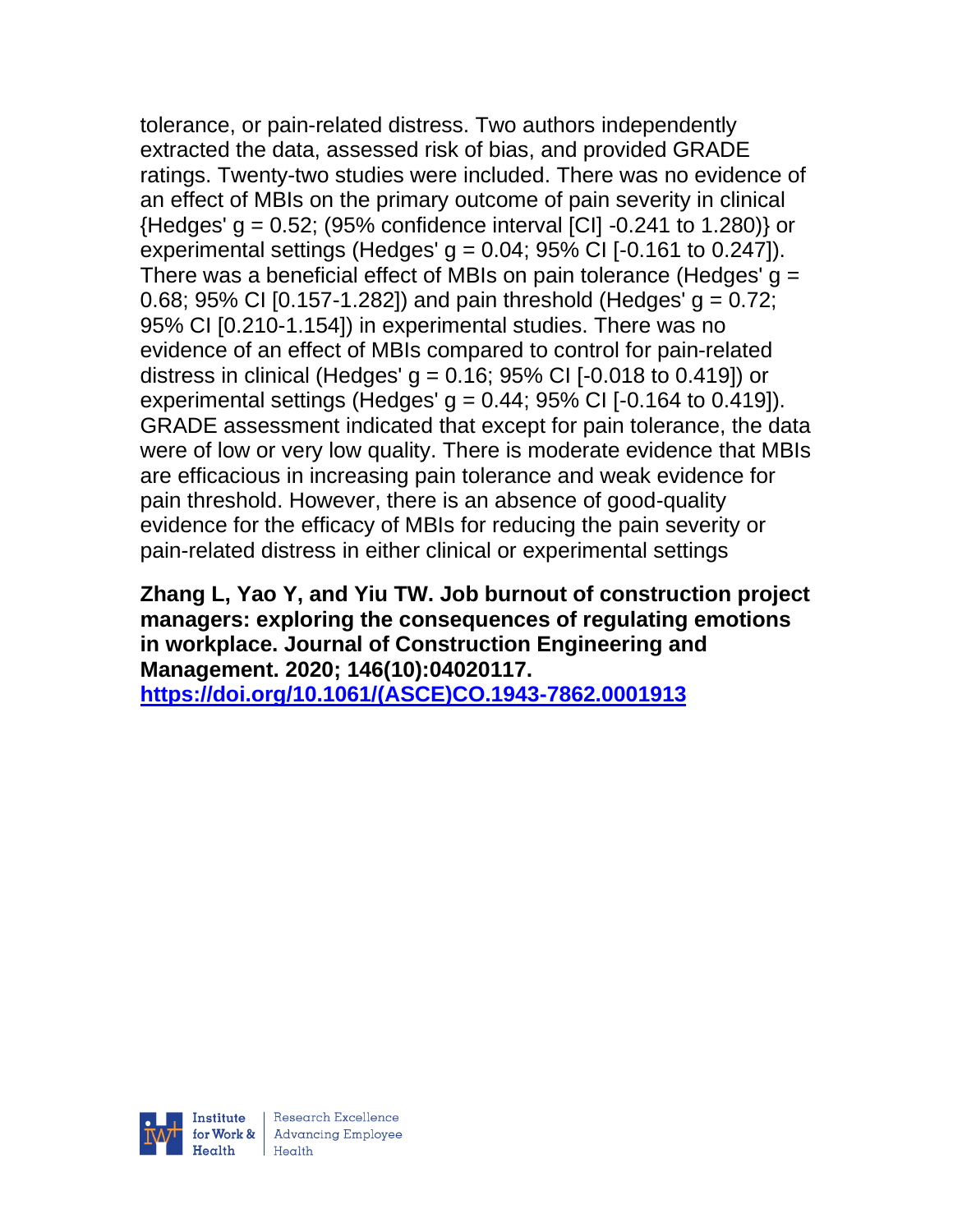tolerance, or pain-related distress. Two authors independently extracted the data, assessed risk of bias, and provided GRADE ratings. Twenty-two studies were included. There was no evidence of an effect of MBIs on the primary outcome of pain severity in clinical {Hedges' g = 0.52; (95% confidence interval [CI] -0.241 to 1.280)} or experimental settings (Hedges' g = 0.04; 95% CI [-0.161 to 0.247]). There was a beneficial effect of MBIs on pain tolerance (Hedges' g = 0.68; 95% CI [0.157-1.282]) and pain threshold (Hedges' g = 0.72; 95% CI [0.210-1.154]) in experimental studies. There was no evidence of an effect of MBIs compared to control for pain-related distress in clinical (Hedges' g = 0.16; 95% CI [-0.018 to 0.419]) or experimental settings (Hedges' g = 0.44; 95% CI [-0.164 to 0.419]). GRADE assessment indicated that except for pain tolerance, the data were of low or very low quality. There is moderate evidence that MBIs are efficacious in increasing pain tolerance and weak evidence for pain threshold. However, there is an absence of good-quality evidence for the efficacy of MBIs for reducing the pain severity or pain-related distress in either clinical or experimental settings

**Zhang L, Yao Y, and Yiu TW. Job burnout of construction project managers: exploring the consequences of regulating emotions in workplace. Journal of Construction Engineering and Management. 2020; 146(10):04020117.**
**https://doi.org/10.1061/(ASCE)CO.1943-7862.0001913**